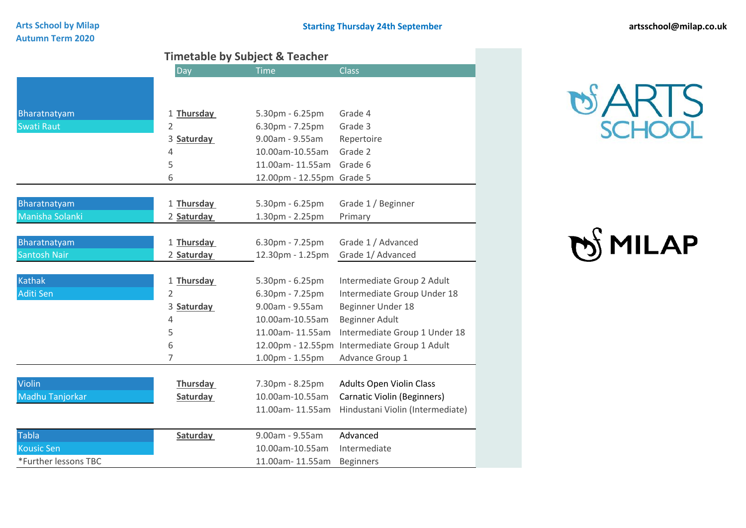Arts School by Milap
Autumn Term 2020

Starting Thursday 24th September

artsschool@milap.co.uk

## Timetable by Subject & Teacher

| | | Day | Time | Class |
|---|---|---|---|---|
| Bharatnatyam | 1 | Thursday | 5.30pm - 6.25pm | Grade 4 |
| Swati Raut | 2 | | 6.30pm - 7.25pm | Grade 3 |
| | 3 | Saturday | 9.00am - 9.55am | Repertoire |
| | 4 | | 10.00am-10.55am | Grade 2 |
| | 5 | | 11.00am- 11.55am | Grade 6 |
| | 6 | | 12.00pm - 12.55pm | Grade 5 |
| Bharatnatyam | 1 | Thursday | 5.30pm - 6.25pm | Grade 1 / Beginner |
| Manisha Solanki | 2 | Saturday | 1.30pm - 2.25pm | Primary |
| Bharatnatyam | 1 | Thursday | 6.30pm - 7.25pm | Grade 1 / Advanced |
| Santosh Nair | 2 | Saturday | 12.30pm - 1.25pm | Grade 1/ Advanced |
| Kathak | 1 | Thursday | 5.30pm - 6.25pm | Intermediate Group 2 Adult |
| Aditi Sen | 2 | | 6.30pm - 7.25pm | Intermediate Group Under 18 |
| | 3 | Saturday | 9.00am - 9.55am | Beginner Under 18 |
| | 4 | | 10.00am-10.55am | Beginner Adult |
| | 5 | | 11.00am- 11.55am | Intermediate Group 1 Under 18 |
| | 6 | | 12.00pm - 12.55pm | Intermediate Group 1 Adult |
| | 7 | | 1.00pm - 1.55pm | Advance Group 1 |
| Violin | | Thursday | 7.30pm - 8.25pm | Adults Open Violin Class |
| Madhu Tanjorkar | | Saturday | 10.00am-10.55am | Carnatic Violin (Beginners) |
| | | | 11.00am- 11.55am | Hindustani Violin (Intermediate) |
| Tabla | | Saturday | 9.00am - 9.55am | Advanced |
| Kousic Sen | | | 10.00am-10.55am | Intermediate |
| *Further lessons TBC | | | 11.00am- 11.55am | Beginners |

ARTS SCHOOL

MILAP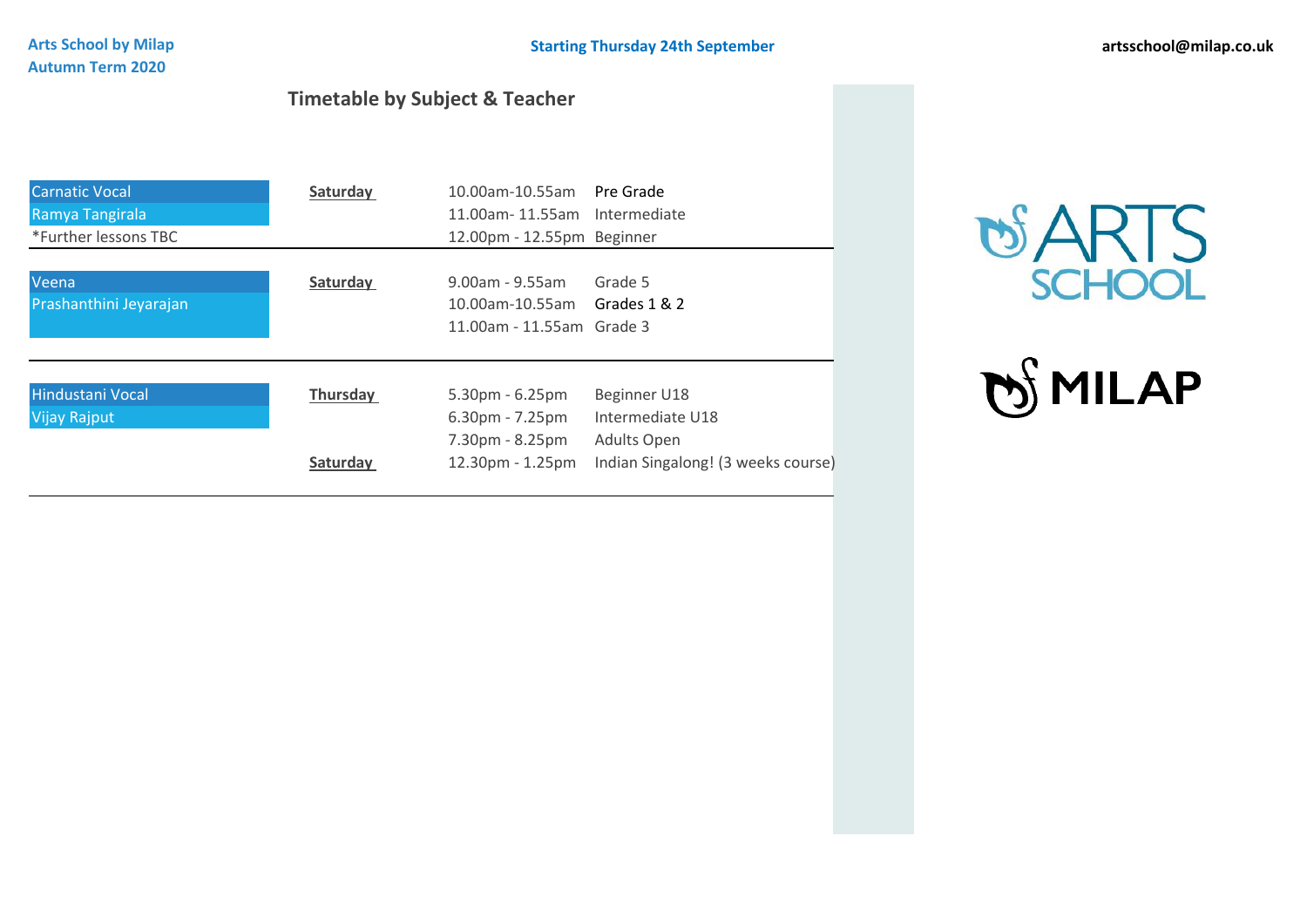**Arts School by Milap**
**Autumn Term 2020**

**Starting Thursday 24th September**

**artsschool@milap.co.uk**

## Timetable by Subject & Teacher

| Subject / Teacher | Day | Time | Level |
|---|---|---|---|
| Carnatic Vocal | **Saturday** | 10.00am-10.55am | Pre Grade |
| Ramya Tangirala | | 11.00am- 11.55am | Intermediate |
| *Further lessons TBC | | 12.00pm - 12.55pm | Beginner |
| Veena | **Saturday** | 9.00am - 9.55am | Grade 5 |
| Prashanthini Jeyarajan | | 10.00am-10.55am | Grades 1 & 2 |
| | | 11.00am - 11.55am | Grade 3 |
| Hindustani Vocal | **Thursday** | 5.30pm - 6.25pm | Beginner U18 |
| Vijay Rajput | | 6.30pm - 7.25pm | Intermediate U18 |
| | | 7.30pm - 8.25pm | Adults Open |
| | **Saturday** | 12.30pm - 1.25pm | Indian Singalong! (3 weeks course) |

ARTS SCHOOL

MILAP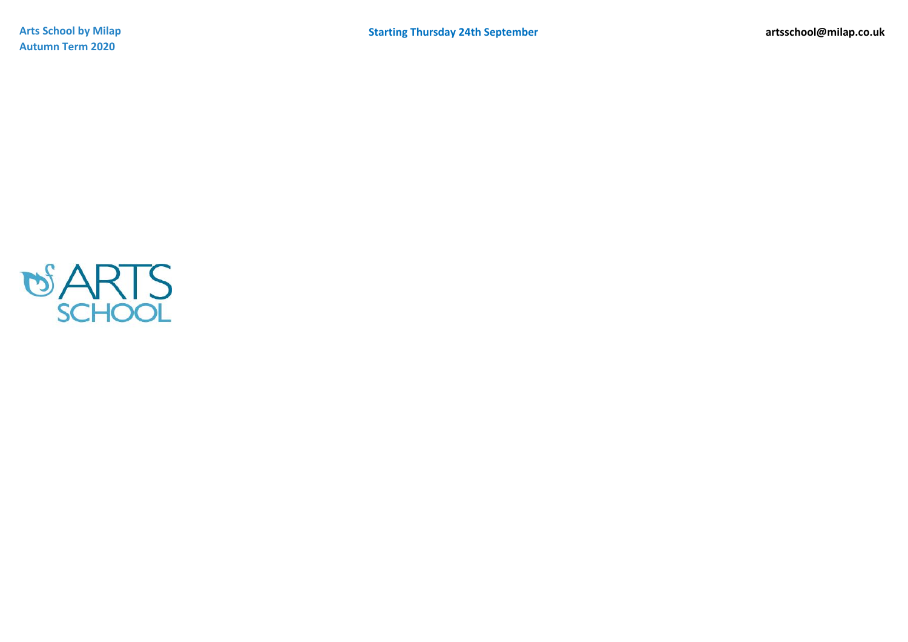ARTS SCHOOL